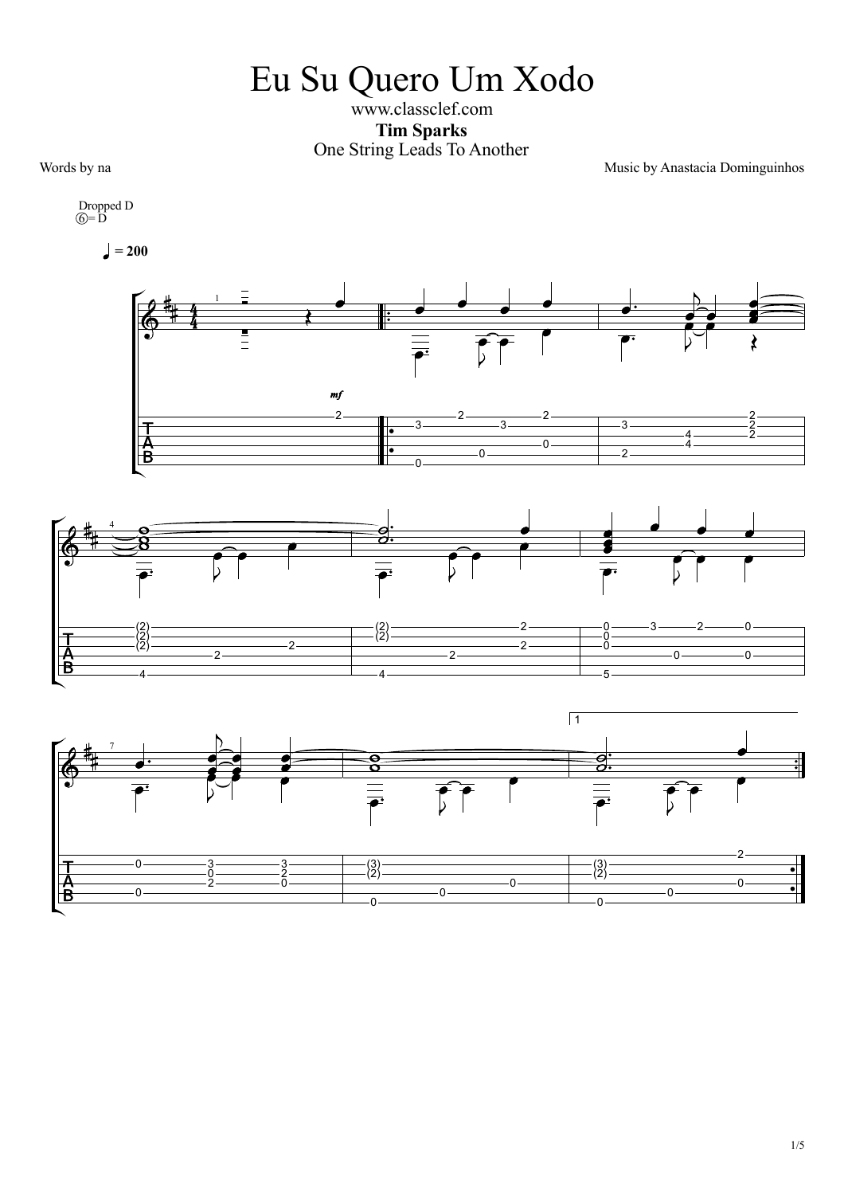# Eu Su Quero Um Xodo

www.classclef.com

**Tim Sparks**

One String Leads To Another

Words by na

Music by Anastacia Dominguinhos

Dropped D
⑥= D

♩ = 200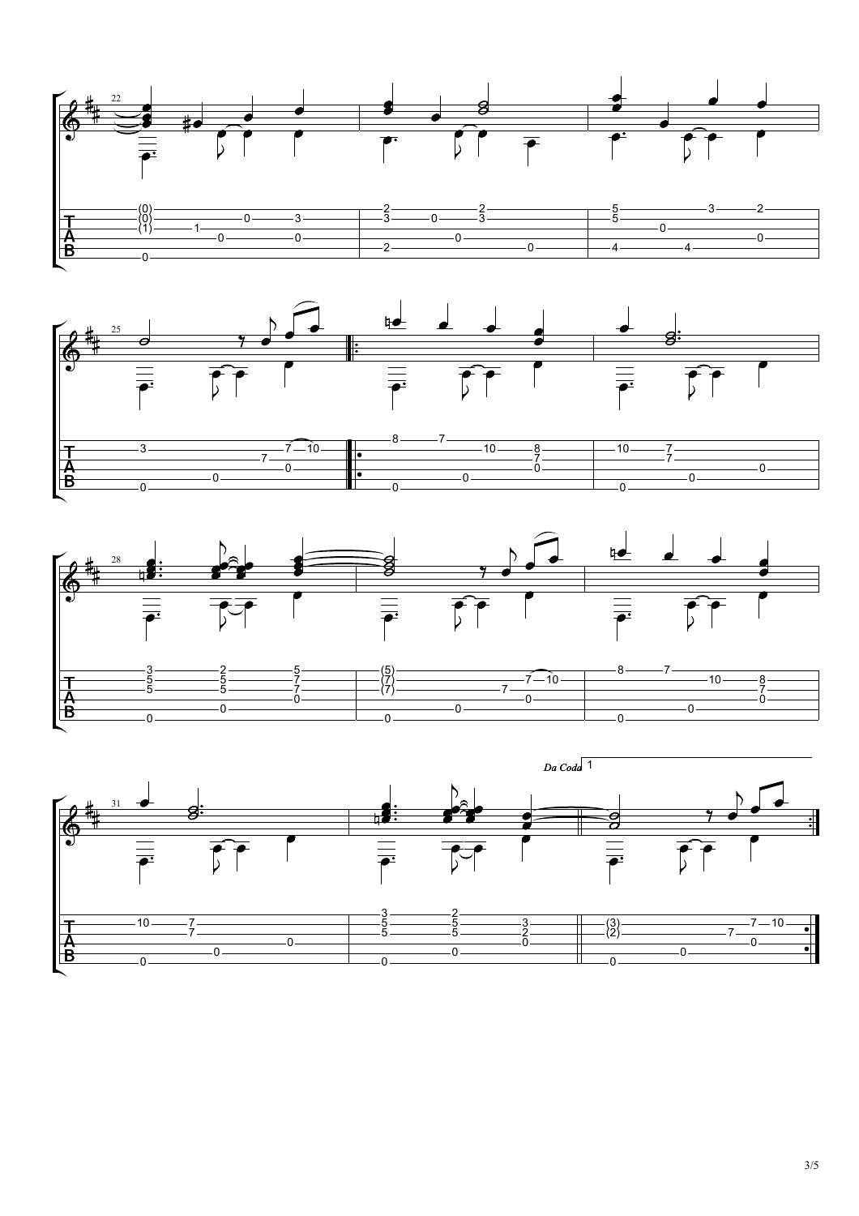*Da Coda*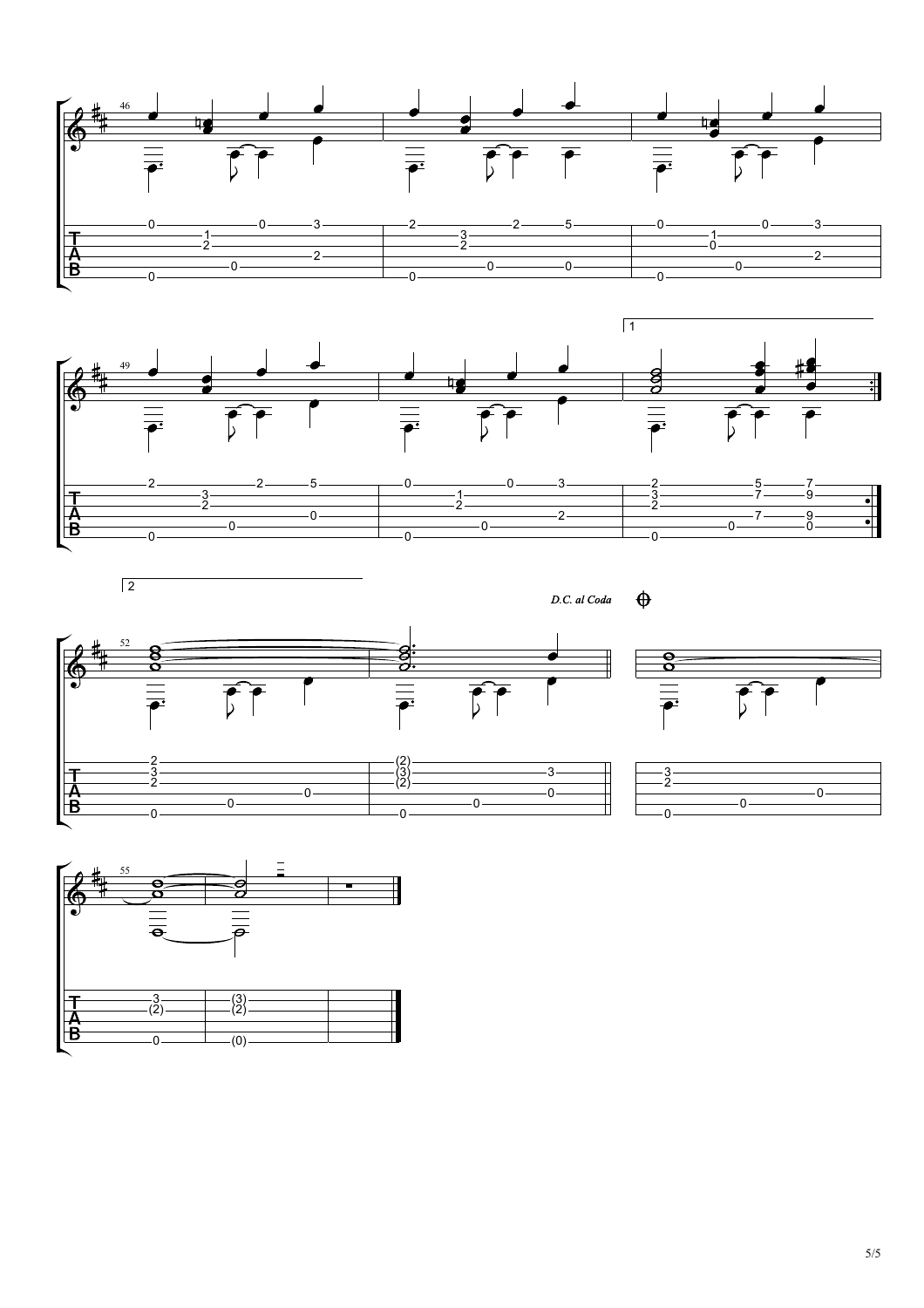D.C. al Coda